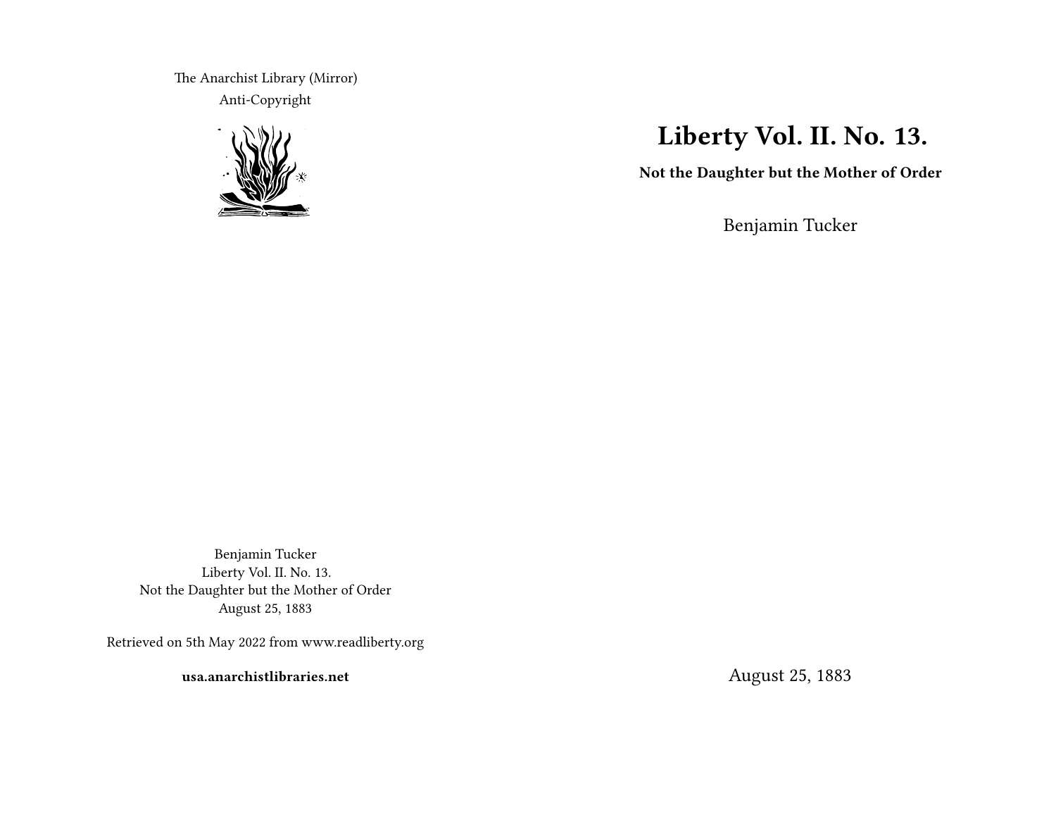The Anarchist Library (Mirror)
Anti-Copyright

Benjamin Tucker
Liberty Vol. II. No. 13.
Not the Daughter but the Mother of Order
August 25, 1883

Retrieved on 5th May 2022 from www.readliberty.org

**usa.anarchistlibraries.net**

# Liberty Vol. II. No. 13.

**Not the Daughter but the Mother of Order**

Benjamin Tucker

August 25, 1883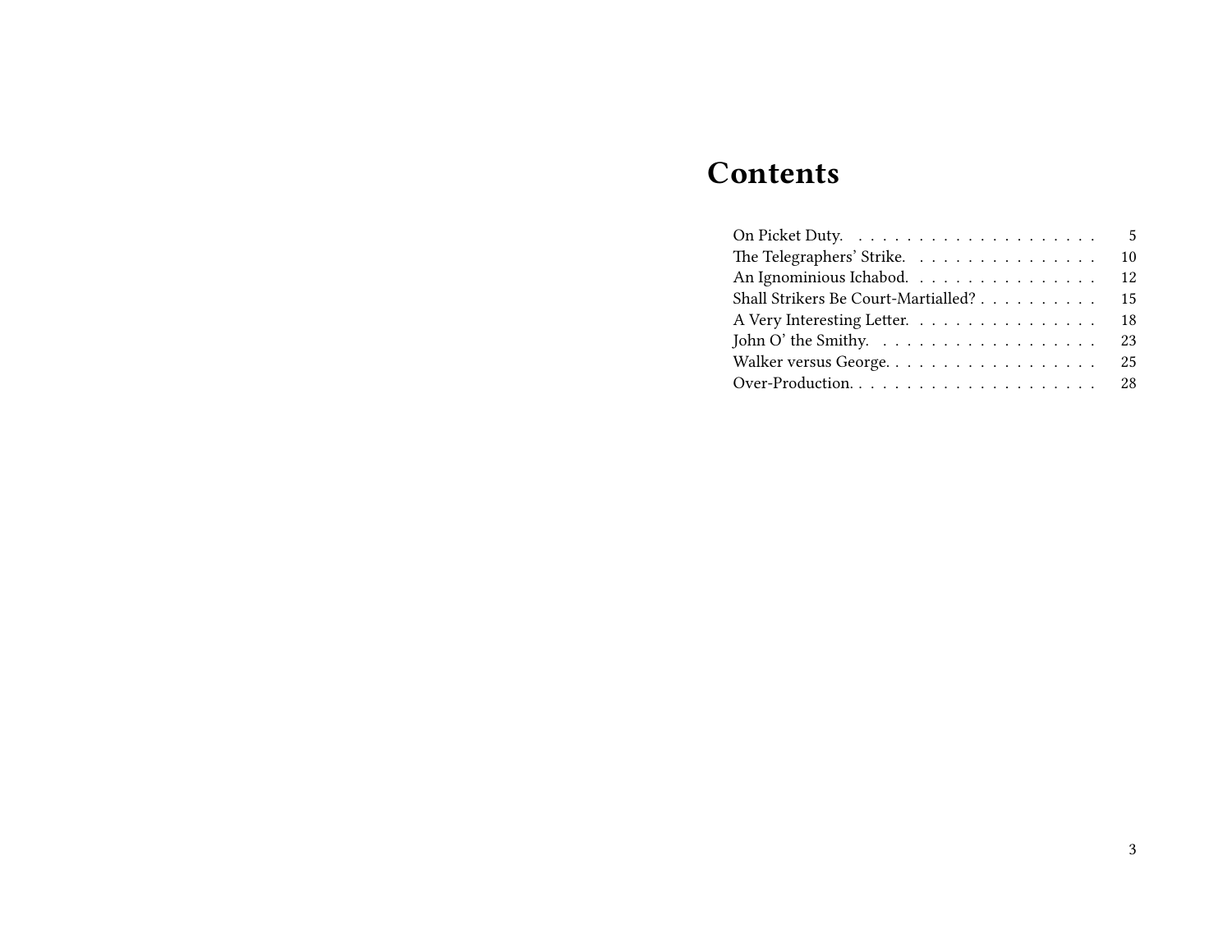# Contents

On Picket Duty. . . . . . . . . . . . . . . . . . . . . 5
The Telegraphers' Strike. . . . . . . . . . . . . . . . 10
An Ignominious Ichabod. . . . . . . . . . . . . . . . 12
Shall Strikers Be Court-Martialled? . . . . . . . . . . 15
A Very Interesting Letter. . . . . . . . . . . . . . . . 18
John O' the Smithy. . . . . . . . . . . . . . . . . . . 23
Walker versus George. . . . . . . . . . . . . . . . . . 25
Over-Production. . . . . . . . . . . . . . . . . . . . . 28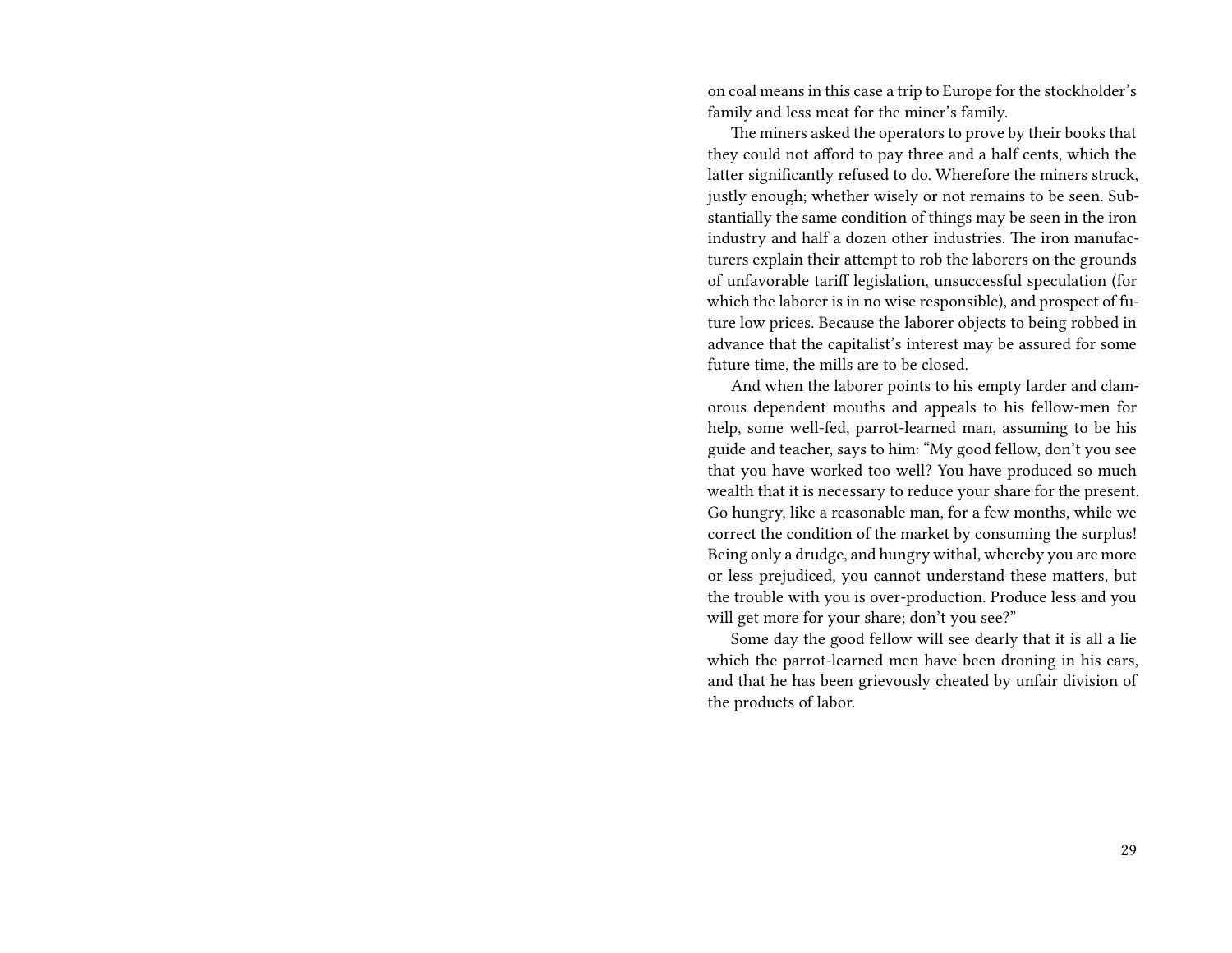on coal means in this case a trip to Europe for the stockholder's family and less meat for the miner's family.

The miners asked the operators to prove by their books that they could not afford to pay three and a half cents, which the latter significantly refused to do. Wherefore the miners struck, justly enough; whether wisely or not remains to be seen. Substantially the same condition of things may be seen in the iron industry and half a dozen other industries. The iron manufacturers explain their attempt to rob the laborers on the grounds of unfavorable tariff legislation, unsuccessful speculation (for which the laborer is in no wise responsible), and prospect of future low prices. Because the laborer objects to being robbed in advance that the capitalist's interest may be assured for some future time, the mills are to be closed.

And when the laborer points to his empty larder and clamorous dependent mouths and appeals to his fellow-men for help, some well-fed, parrot-learned man, assuming to be his guide and teacher, says to him: "My good fellow, don't you see that you have worked too well? You have produced so much wealth that it is necessary to reduce your share for the present. Go hungry, like a reasonable man, for a few months, while we correct the condition of the market by consuming the surplus! Being only a drudge, and hungry withal, whereby you are more or less prejudiced, you cannot understand these matters, but the trouble with you is over-production. Produce less and you will get more for your share; don't you see?"

Some day the good fellow will see dearly that it is all a lie which the parrot-learned men have been droning in his ears, and that he has been grievously cheated by unfair division of the products of labor.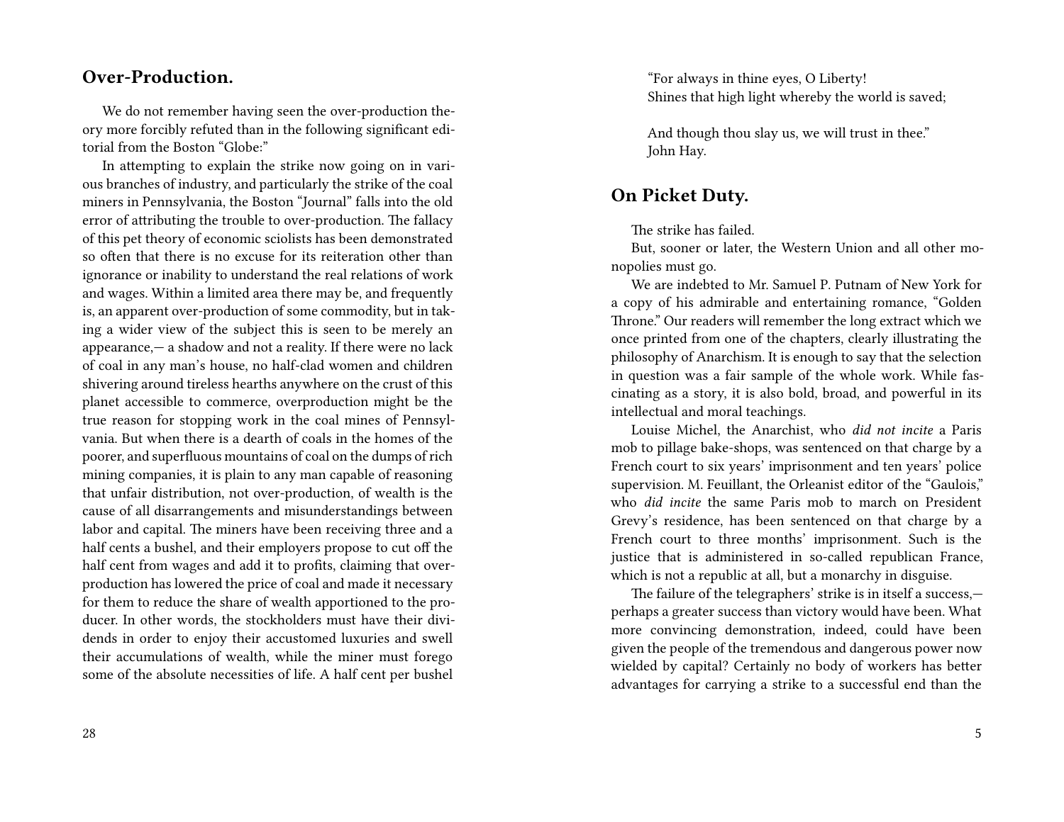## Over-Production.

We do not remember having seen the over-production theory more forcibly refuted than in the following significant editorial from the Boston "Globe:"

In attempting to explain the strike now going on in various branches of industry, and particularly the strike of the coal miners in Pennsylvania, the Boston "Journal" falls into the old error of attributing the trouble to over-production. The fallacy of this pet theory of economic sciolists has been demonstrated so often that there is no excuse for its reiteration other than ignorance or inability to understand the real relations of work and wages. Within a limited area there may be, and frequently is, an apparent over-production of some commodity, but in taking a wider view of the subject this is seen to be merely an appearance,— a shadow and not a reality. If there were no lack of coal in any man's house, no half-clad women and children shivering around tireless hearths anywhere on the crust of this planet accessible to commerce, overproduction might be the true reason for stopping work in the coal mines of Pennsylvania. But when there is a dearth of coals in the homes of the poorer, and superfluous mountains of coal on the dumps of rich mining companies, it is plain to any man capable of reasoning that unfair distribution, not over-production, of wealth is the cause of all disarrangements and misunderstandings between labor and capital. The miners have been receiving three and a half cents a bushel, and their employers propose to cut off the half cent from wages and add it to profits, claiming that over-production has lowered the price of coal and made it necessary for them to reduce the share of wealth apportioned to the producer. In other words, the stockholders must have their dividends in order to enjoy their accustomed luxuries and swell their accumulations of wealth, while the miner must forego some of the absolute necessities of life. A half cent per bushel

"For always in thine eyes, O Liberty!
Shines that high light whereby the world is saved;

And though thou slay us, we will trust in thee."
John Hay.

## On Picket Duty.

The strike has failed.

But, sooner or later, the Western Union and all other monopolies must go.

We are indebted to Mr. Samuel P. Putnam of New York for a copy of his admirable and entertaining romance, "Golden Throne." Our readers will remember the long extract which we once printed from one of the chapters, clearly illustrating the philosophy of Anarchism. It is enough to say that the selection in question was a fair sample of the whole work. While fascinating as a story, it is also bold, broad, and powerful in its intellectual and moral teachings.

Louise Michel, the Anarchist, who *did not incite* a Paris mob to pillage bake-shops, was sentenced on that charge by a French court to six years' imprisonment and ten years' police supervision. M. Feuillant, the Orleanist editor of the "Gaulois," who *did incite* the same Paris mob to march on President Grevy's residence, has been sentenced on that charge by a French court to three months' imprisonment. Such is the justice that is administered in so-called republican France, which is not a republic at all, but a monarchy in disguise.

The failure of the telegraphers' strike is in itself a success,— perhaps a greater success than victory would have been. What more convincing demonstration, indeed, could have been given the people of the tremendous and dangerous power now wielded by capital? Certainly no body of workers has better advantages for carrying a strike to a successful end than the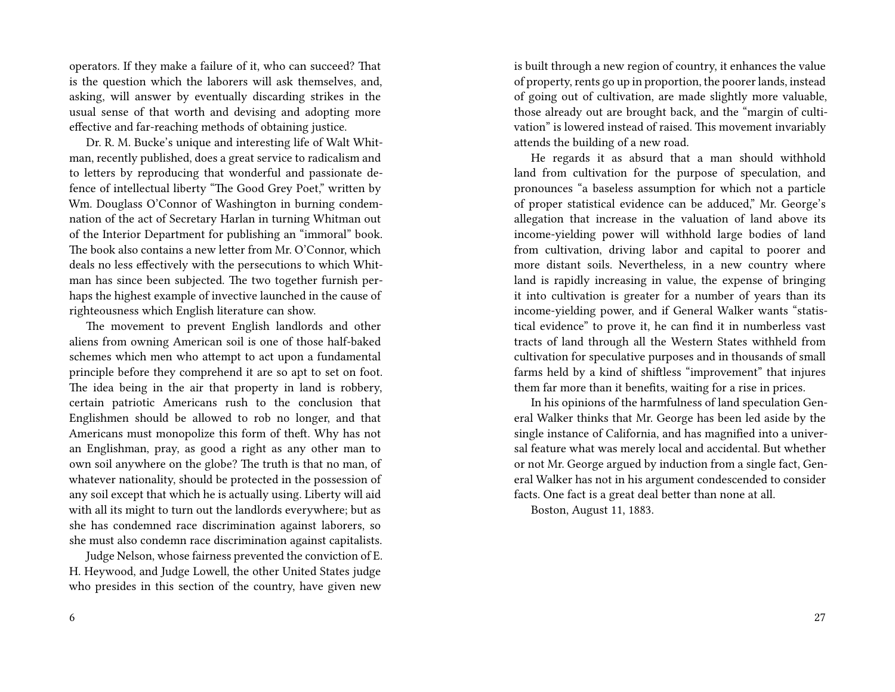operators. If they make a failure of it, who can succeed? That is the question which the laborers will ask themselves, and, asking, will answer by eventually discarding strikes in the usual sense of that worth and devising and adopting more effective and far-reaching methods of obtaining justice.

Dr. R. M. Bucke's unique and interesting life of Walt Whitman, recently published, does a great service to radicalism and to letters by reproducing that wonderful and passionate defence of intellectual liberty "The Good Grey Poet," written by Wm. Douglass O'Connor of Washington in burning condemnation of the act of Secretary Harlan in turning Whitman out of the Interior Department for publishing an "immoral" book. The book also contains a new letter from Mr. O'Connor, which deals no less effectively with the persecutions to which Whitman has since been subjected. The two together furnish perhaps the highest example of invective launched in the cause of righteousness which English literature can show.

The movement to prevent English landlords and other aliens from owning American soil is one of those half-baked schemes which men who attempt to act upon a fundamental principle before they comprehend it are so apt to set on foot. The idea being in the air that property in land is robbery, certain patriotic Americans rush to the conclusion that Englishmen should be allowed to rob no longer, and that Americans must monopolize this form of theft. Why has not an Englishman, pray, as good a right as any other man to own soil anywhere on the globe? The truth is that no man, of whatever nationality, should be protected in the possession of any soil except that which he is actually using. Liberty will aid with all its might to turn out the landlords everywhere; but as she has condemned race discrimination against laborers, so she must also condemn race discrimination against capitalists.

Judge Nelson, whose fairness prevented the conviction of E. H. Heywood, and Judge Lowell, the other United States judge who presides in this section of the country, have given new

is built through a new region of country, it enhances the value of property, rents go up in proportion, the poorer lands, instead of going out of cultivation, are made slightly more valuable, those already out are brought back, and the "margin of cultivation" is lowered instead of raised. This movement invariably attends the building of a new road.

He regards it as absurd that a man should withhold land from cultivation for the purpose of speculation, and pronounces "a baseless assumption for which not a particle of proper statistical evidence can be adduced," Mr. George's allegation that increase in the valuation of land above its income-yielding power will withhold large bodies of land from cultivation, driving labor and capital to poorer and more distant soils. Nevertheless, in a new country where land is rapidly increasing in value, the expense of bringing it into cultivation is greater for a number of years than its income-yielding power, and if General Walker wants "statistical evidence" to prove it, he can find it in numberless vast tracts of land through all the Western States withheld from cultivation for speculative purposes and in thousands of small farms held by a kind of shiftless "improvement" that injures them far more than it benefits, waiting for a rise in prices.

In his opinions of the harmfulness of land speculation General Walker thinks that Mr. George has been led aside by the single instance of California, and has magnified into a universal feature what was merely local and accidental. But whether or not Mr. George argued by induction from a single fact, General Walker has not in his argument condescended to consider facts. One fact is a great deal better than none at all.

Boston, August 11, 1883.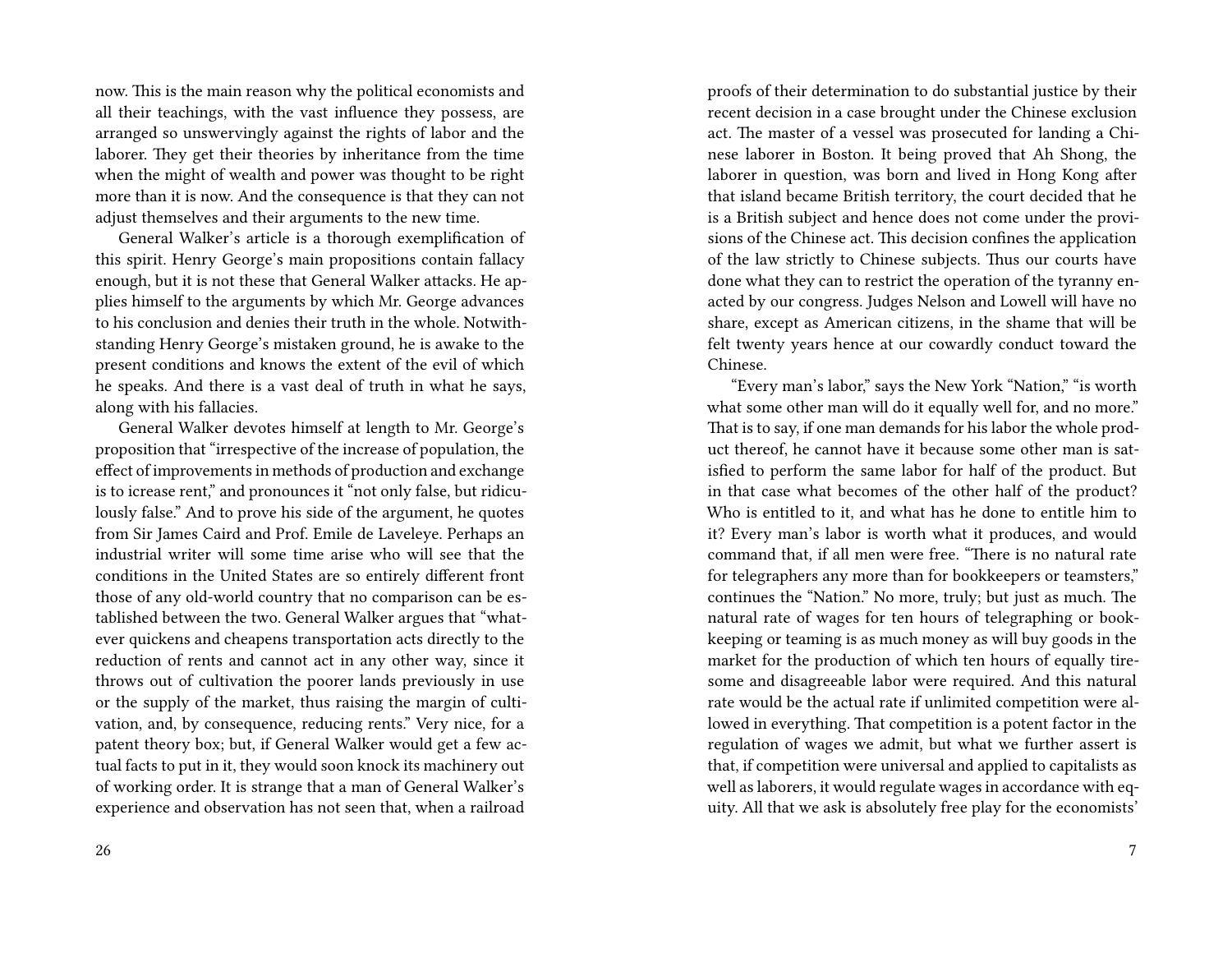now. This is the main reason why the political economists and all their teachings, with the vast influence they possess, are arranged so unswervingly against the rights of labor and the laborer. They get their theories by inheritance from the time when the might of wealth and power was thought to be right more than it is now. And the consequence is that they can not adjust themselves and their arguments to the new time.

General Walker's article is a thorough exemplification of this spirit. Henry George's main propositions contain fallacy enough, but it is not these that General Walker attacks. He applies himself to the arguments by which Mr. George advances to his conclusion and denies their truth in the whole. Notwithstanding Henry George's mistaken ground, he is awake to the present conditions and knows the extent of the evil of which he speaks. And there is a vast deal of truth in what he says, along with his fallacies.

General Walker devotes himself at length to Mr. George's proposition that "irrespective of the increase of population, the effect of improvements in methods of production and exchange is to icrease rent," and pronounces it "not only false, but ridiculously false." And to prove his side of the argument, he quotes from Sir James Caird and Prof. Emile de Laveleye. Perhaps an industrial writer will some time arise who will see that the conditions in the United States are so entirely different front those of any old-world country that no comparison can be established between the two. General Walker argues that "whatever quickens and cheapens transportation acts directly to the reduction of rents and cannot act in any other way, since it throws out of cultivation the poorer lands previously in use or the supply of the market, thus raising the margin of cultivation, and, by consequence, reducing rents." Very nice, for a patent theory box; but, if General Walker would get a few actual facts to put in it, they would soon knock its machinery out of working order. It is strange that a man of General Walker's experience and observation has not seen that, when a railroad

proofs of their determination to do substantial justice by their recent decision in a case brought under the Chinese exclusion act. The master of a vessel was prosecuted for landing a Chinese laborer in Boston. It being proved that Ah Shong, the laborer in question, was born and lived in Hong Kong after that island became British territory, the court decided that he is a British subject and hence does not come under the provisions of the Chinese act. This decision confines the application of the law strictly to Chinese subjects. Thus our courts have done what they can to restrict the operation of the tyranny enacted by our congress. Judges Nelson and Lowell will have no share, except as American citizens, in the shame that will be felt twenty years hence at our cowardly conduct toward the Chinese.

"Every man's labor," says the New York "Nation," "is worth what some other man will do it equally well for, and no more." That is to say, if one man demands for his labor the whole product thereof, he cannot have it because some other man is satisfied to perform the same labor for half of the product. But in that case what becomes of the other half of the product? Who is entitled to it, and what has he done to entitle him to it? Every man's labor is worth what it produces, and would command that, if all men were free. "There is no natural rate for telegraphers any more than for bookkeepers or teamsters," continues the "Nation." No more, truly; but just as much. The natural rate of wages for ten hours of telegraphing or bookkeeping or teaming is as much money as will buy goods in the market for the production of which ten hours of equally tiresome and disagreeable labor were required. And this natural rate would be the actual rate if unlimited competition were allowed in everything. That competition is a potent factor in the regulation of wages we admit, but what we further assert is that, if competition were universal and applied to capitalists as well as laborers, it would regulate wages in accordance with equity. All that we ask is absolutely free play for the economists'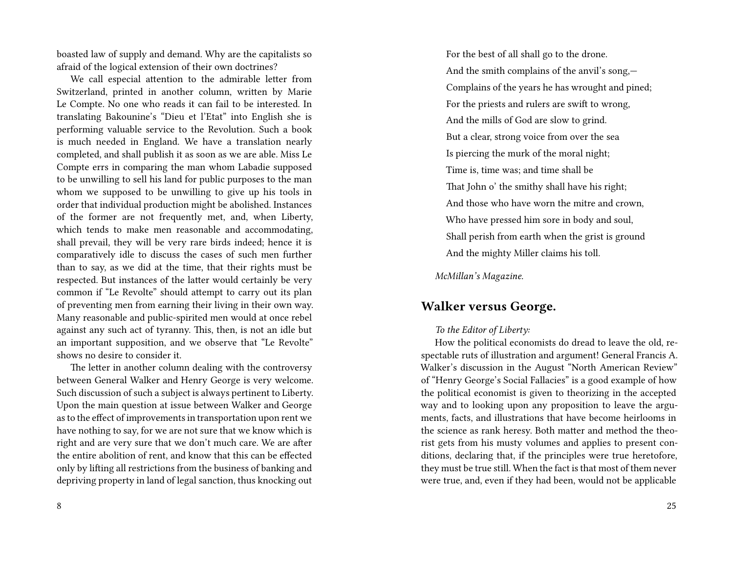boasted law of supply and demand. Why are the capitalists so afraid of the logical extension of their own doctrines?

We call especial attention to the admirable letter from Switzerland, printed in another column, written by Marie Le Compte. No one who reads it can fail to be interested. In translating Bakounine's "Dieu et l'Etat" into English she is performing valuable service to the Revolution. Such a book is much needed in England. We have a translation nearly completed, and shall publish it as soon as we are able. Miss Le Compte errs in comparing the man whom Labadie supposed to be unwilling to sell his land for public purposes to the man whom we supposed to be unwilling to give up his tools in order that individual production might be abolished. Instances of the former are not frequently met, and, when Liberty, which tends to make men reasonable and accommodating, shall prevail, they will be very rare birds indeed; hence it is comparatively idle to discuss the cases of such men further than to say, as we did at the time, that their rights must be respected. But instances of the latter would certainly be very common if "Le Revolte" should attempt to carry out its plan of preventing men from earning their living in their own way. Many reasonable and public-spirited men would at once rebel against any such act of tyranny. This, then, is not an idle but an important supposition, and we observe that "Le Revolte" shows no desire to consider it.

The letter in another column dealing with the controversy between General Walker and Henry George is very welcome. Such discussion of such a subject is always pertinent to Liberty. Upon the main question at issue between Walker and George as to the effect of improvements in transportation upon rent we have nothing to say, for we are not sure that we know which is right and are very sure that we don't much care. We are after the entire abolition of rent, and know that this can be effected only by lifting all restrictions from the business of banking and depriving property in land of legal sanction, thus knocking out

For the best of all shall go to the drone.  
And the smith complains of the anvil's song,—  
Complains of the years he has wrought and pined;  
For the priests and rulers are swift to wrong,  
And the mills of God are slow to grind.  
But a clear, strong voice from over the sea  
Is piercing the murk of the moral night;  
Time is, time was; and time shall be  
That John o' the smithy shall have his right;  
And those who have worn the mitre and crown,  
Who have pressed him sore in body and soul,  
Shall perish from earth when the grist is ground  
And the mighty Miller claims his toll.

*McMillan's Magazine.*

## Walker versus George.

*To the Editor of Liberty:*

How the political economists do dread to leave the old, respectable ruts of illustration and argument! General Francis A. Walker's discussion in the August "North American Review" of "Henry George's Social Fallacies" is a good example of how the political economist is given to theorizing in the accepted way and to looking upon any proposition to leave the arguments, facts, and illustrations that have become heirlooms in the science as rank heresy. Both matter and method the theorist gets from his musty volumes and applies to present conditions, declaring that, if the principles were true heretofore, they must be true still. When the fact is that most of them never were true, and, even if they had been, would not be applicable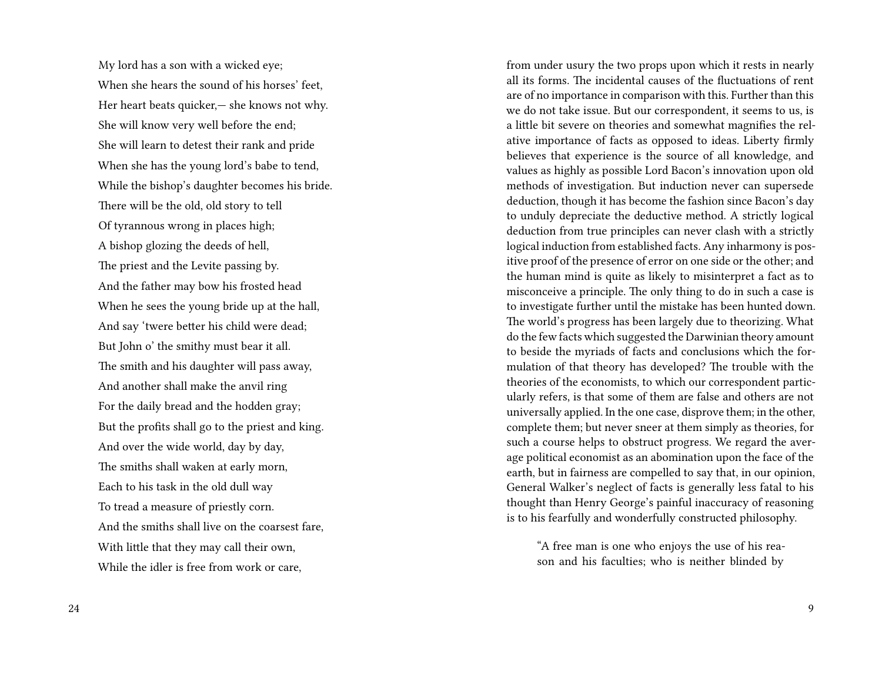My lord has a son with a wicked eye;
When she hears the sound of his horses' feet,
Her heart beats quicker,— she knows not why.
She will know very well before the end;
She will learn to detest their rank and pride
When she has the young lord's babe to tend,
While the bishop's daughter becomes his bride.
There will be the old, old story to tell
Of tyrannous wrong in places high;
A bishop glozing the deeds of hell,
The priest and the Levite passing by.
And the father may bow his frosted head
When he sees the young bride up at the hall,
And say 'twere better his child were dead;
But John o' the smithy must bear it all.
The smith and his daughter will pass away,
And another shall make the anvil ring
For the daily bread and the hodden gray;
But the profits shall go to the priest and king.
And over the wide world, day by day,
The smiths shall waken at early morn,
Each to his task in the old dull way
To tread a measure of priestly corn.
And the smiths shall live on the coarsest fare,
With little that they may call their own,
While the idler is free from work or care,

from under usury the two props upon which it rests in nearly all its forms. The incidental causes of the fluctuations of rent are of no importance in comparison with this. Further than this we do not take issue. But our correspondent, it seems to us, is a little bit severe on theories and somewhat magnifies the relative importance of facts as opposed to ideas. Liberty firmly believes that experience is the source of all knowledge, and values as highly as possible Lord Bacon's innovation upon old methods of investigation. But induction never can supersede deduction, though it has become the fashion since Bacon's day to unduly depreciate the deductive method. A strictly logical deduction from true principles can never clash with a strictly logical induction from established facts. Any inharmony is positive proof of the presence of error on one side or the other; and the human mind is quite as likely to misinterpret a fact as to misconceive a principle. The only thing to do in such a case is to investigate further until the mistake has been hunted down. The world's progress has been largely due to theorizing. What do the few facts which suggested the Darwinian theory amount to beside the myriads of facts and conclusions which the formulation of that theory has developed? The trouble with the theories of the economists, to which our correspondent particularly refers, is that some of them are false and others are not universally applied. In the one case, disprove them; in the other, complete them; but never sneer at them simply as theories, for such a course helps to obstruct progress. We regard the average political economist as an abomination upon the face of the earth, but in fairness are compelled to say that, in our opinion, General Walker's neglect of facts is generally less fatal to his thought than Henry George's painful inaccuracy of reasoning is to his fearfully and wonderfully constructed philosophy.

> "A free man is one who enjoys the use of his reason and his faculties; who is neither blinded by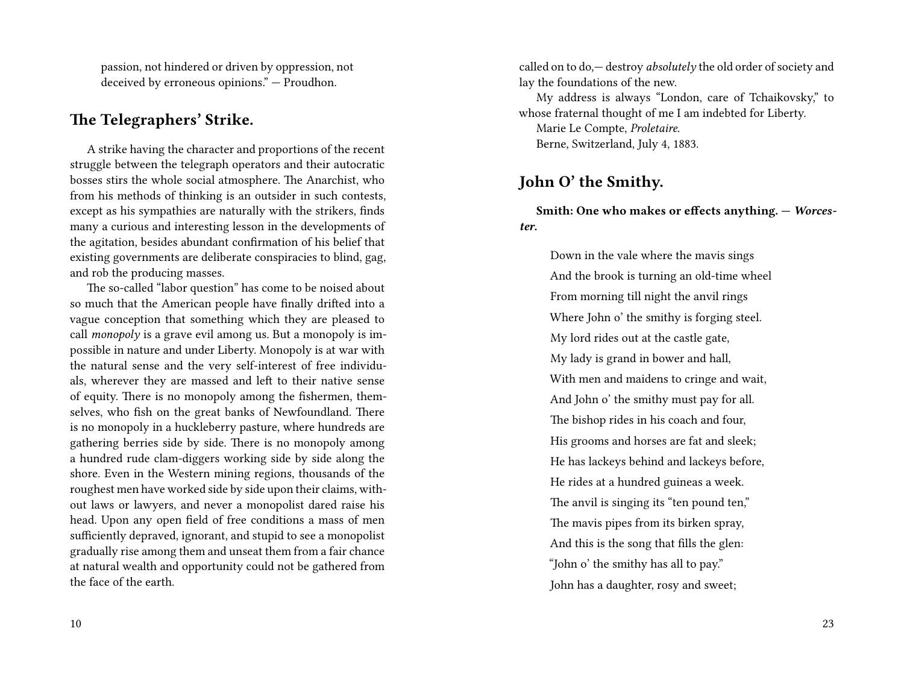passion, not hindered or driven by oppression, not deceived by erroneous opinions." — Proudhon.

## The Telegraphers' Strike.

A strike having the character and proportions of the recent struggle between the telegraph operators and their autocratic bosses stirs the whole social atmosphere. The Anarchist, who from his methods of thinking is an outsider in such contests, except as his sympathies are naturally with the strikers, finds many a curious and interesting lesson in the developments of the agitation, besides abundant confirmation of his belief that existing governments are deliberate conspiracies to blind, gag, and rob the producing masses.

The so-called "labor question" has come to be noised about so much that the American people have finally drifted into a vague conception that something which they are pleased to call *monopoly* is a grave evil among us. But a monopoly is impossible in nature and under Liberty. Monopoly is at war with the natural sense and the very self-interest of free individuals, wherever they are massed and left to their native sense of equity. There is no monopoly among the fishermen, themselves, who fish on the great banks of Newfoundland. There is no monopoly in a huckleberry pasture, where hundreds are gathering berries side by side. There is no monopoly among a hundred rude clam-diggers working side by side along the shore. Even in the Western mining regions, thousands of the roughest men have worked side by side upon their claims, without laws or lawyers, and never a monopolist dared raise his head. Upon any open field of free conditions a mass of men sufficiently depraved, ignorant, and stupid to see a monopolist gradually rise among them and unseat them from a fair chance at natural wealth and opportunity could not be gathered from the face of the earth.

called on to do,— destroy *absolutely* the old order of society and lay the foundations of the new.

My address is always "London, care of Tchaikovsky," to whose fraternal thought of me I am indebted for Liberty.

Marie Le Compte, *Proletaire.*

Berne, Switzerland, July 4, 1883.

## John O' the Smithy.

**Smith: One who makes or effects anything. — *Worcester.***

Down in the vale where the mavis sings  
And the brook is turning an old-time wheel  
From morning till night the anvil rings  
Where John o' the smithy is forging steel.  
My lord rides out at the castle gate,  
My lady is grand in bower and hall,  
With men and maidens to cringe and wait,  
And John o' the smithy must pay for all.  
The bishop rides in his coach and four,  
His grooms and horses are fat and sleek;  
He has lackeys behind and lackeys before,  
He rides at a hundred guineas a week.  
The anvil is singing its "ten pound ten,"  
The mavis pipes from its birken spray,  
And this is the song that fills the glen:  
"John o' the smithy has all to pay."  
John has a daughter, rosy and sweet;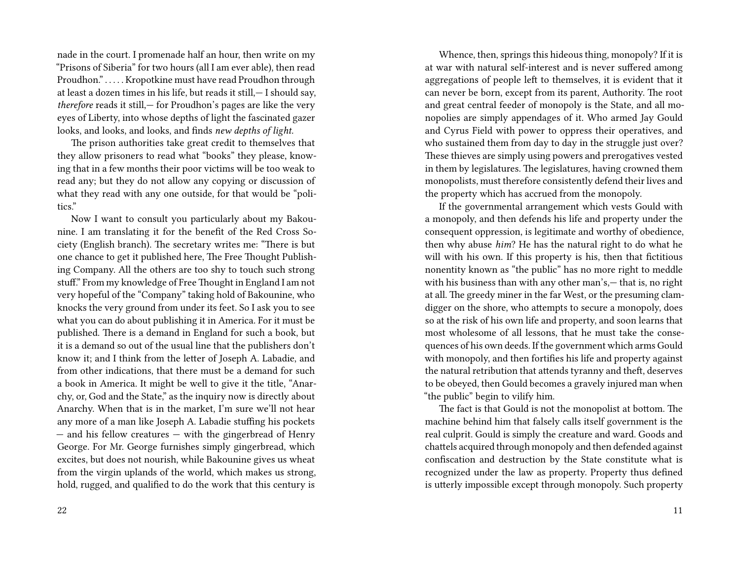nade in the court. I promenade half an hour, then write on my "Prisons of Siberia" for two hours (all I am ever able), then read Proudhon." . . . . . Kropotkine must have read Proudhon through at least a dozen times in his life, but reads it still,— I should say, *therefore* reads it still,— for Proudhon's pages are like the very eyes of Liberty, into whose depths of light the fascinated gazer looks, and looks, and looks, and finds *new depths of light.*

The prison authorities take great credit to themselves that they allow prisoners to read what "books" they please, knowing that in a few months their poor victims will be too weak to read any; but they do not allow any copying or discussion of what they read with any one outside, for that would be "politics."

Now I want to consult you particularly about my Bakounine. I am translating it for the benefit of the Red Cross Society (English branch). The secretary writes me: "There is but one chance to get it published here, The Free Thought Publishing Company. All the others are too shy to touch such strong stuff." From my knowledge of Free Thought in England I am not very hopeful of the "Company" taking hold of Bakounine, who knocks the very ground from under its feet. So I ask you to see what you can do about publishing it in America. For it must be published. There is a demand in England for such a book, but it is a demand so out of the usual line that the publishers don't know it; and I think from the letter of Joseph A. Labadie, and from other indications, that there must be a demand for such a book in America. It might be well to give it the title, "Anarchy, or, God and the State," as the inquiry now is directly about Anarchy. When that is in the market, I'm sure we'll not hear any more of a man like Joseph A. Labadie stuffing his pockets — and his fellow creatures — with the gingerbread of Henry George. For Mr. George furnishes simply gingerbread, which excites, but does not nourish, while Bakounine gives us wheat from the virgin uplands of the world, which makes us strong, hold, rugged, and qualified to do the work that this century is

Whence, then, springs this hideous thing, monopoly? If it is at war with natural self-interest and is never suffered among aggregations of people left to themselves, it is evident that it can never be born, except from its parent, Authority. The root and great central feeder of monopoly is the State, and all monopolies are simply appendages of it. Who armed Jay Gould and Cyrus Field with power to oppress their operatives, and who sustained them from day to day in the struggle just over? These thieves are simply using powers and prerogatives vested in them by legislatures. The legislatures, having crowned them monopolists, must therefore consistently defend their lives and the property which has accrued from the monopoly.

If the governmental arrangement which vests Gould with a monopoly, and then defends his life and property under the consequent oppression, is legitimate and worthy of obedience, then why abuse *him*? He has the natural right to do what he will with his own. If this property is his, then that fictitious nonentity known as "the public" has no more right to meddle with his business than with any other man's,— that is, no right at all. The greedy miner in the far West, or the presuming clam-digger on the shore, who attempts to secure a monopoly, does so at the risk of his own life and property, and soon learns that most wholesome of all lessons, that he must take the consequences of his own deeds. If the government which arms Gould with monopoly, and then fortifies his life and property against the natural retribution that attends tyranny and theft, deserves to be obeyed, then Gould becomes a gravely injured man when "the public" begin to vilify him.

The fact is that Gould is not the monopolist at bottom. The machine behind him that falsely calls itself government is the real culprit. Gould is simply the creature and ward. Goods and chattels acquired through monopoly and then defended against confiscation and destruction by the State constitute what is recognized under the law as property. Property thus defined is utterly impossible except through monopoly. Such property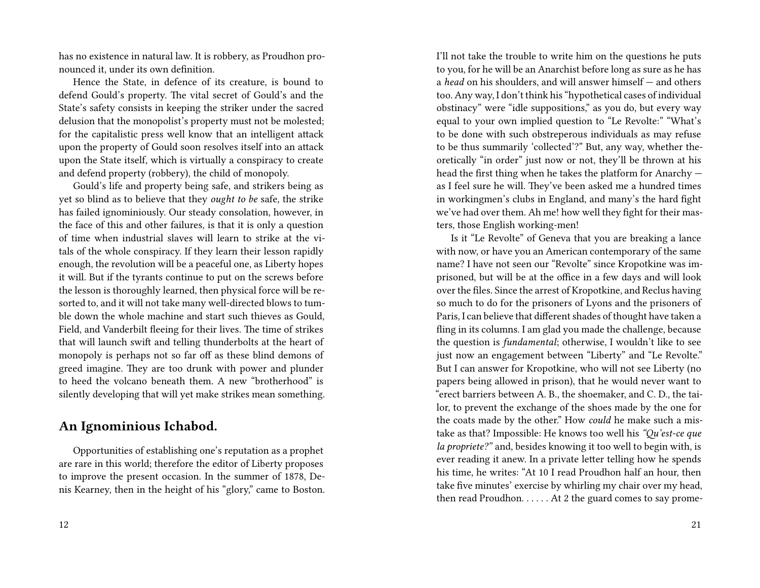has no existence in natural law. It is robbery, as Proudhon pronounced it, under its own definition.

Hence the State, in defence of its creature, is bound to defend Gould's property. The vital secret of Gould's and the State's safety consists in keeping the striker under the sacred delusion that the monopolist's property must not be molested; for the capitalistic press well know that an intelligent attack upon the property of Gould soon resolves itself into an attack upon the State itself, which is virtually a conspiracy to create and defend property (robbery), the child of monopoly.

Gould's life and property being safe, and strikers being as yet so blind as to believe that they *ought to be* safe, the strike has failed ignominiously. Our steady consolation, however, in the face of this and other failures, is that it is only a question of time when industrial slaves will learn to strike at the vitals of the whole conspiracy. If they learn their lesson rapidly enough, the revolution will be a peaceful one, as Liberty hopes it will. But if the tyrants continue to put on the screws before the lesson is thoroughly learned, then physical force will be resorted to, and it will not take many well-directed blows to tumble down the whole machine and start such thieves as Gould, Field, and Vanderbilt fleeing for their lives. The time of strikes that will launch swift and telling thunderbolts at the heart of monopoly is perhaps not so far off as these blind demons of greed imagine. They are too drunk with power and plunder to heed the volcano beneath them. A new "brotherhood" is silently developing that will yet make strikes mean something.

## An Ignominious Ichabod.

Opportunities of establishing one's reputation as a prophet are rare in this world; therefore the editor of Liberty proposes to improve the present occasion. In the summer of 1878, Denis Kearney, then in the height of his "glory," came to Boston.

I'll not take the trouble to write him on the questions he puts to you, for he will be an Anarchist before long as sure as he has a *head* on his shoulders, and will answer himself — and others too. Any way, I don't think his "hypothetical cases of individual obstinacy" were "idle suppositions," as you do, but every way equal to your own implied question to "Le Revolte:" "What's to be done with such obstreperous individuals as may refuse to be thus summarily 'collected'?" But, any way, whether theoretically "in order" just now or not, they'll be thrown at his head the first thing when he takes the platform for Anarchy — as I feel sure he will. They've been asked me a hundred times in workingmen's clubs in England, and many's the hard fight we've had over them. Ah me! how well they fight for their masters, those English working-men!

Is it "Le Revolte" of Geneva that you are breaking a lance with now, or have you an American contemporary of the same name? I have not seen our "Revolte" since Kropotkine was imprisoned, but will be at the office in a few days and will look over the files. Since the arrest of Kropotkine, and Reclus having so much to do for the prisoners of Lyons and the prisoners of Paris, I can believe that different shades of thought have taken a fling in its columns. I am glad you made the challenge, because the question is *fundamental*; otherwise, I wouldn't like to see just now an engagement between "Liberty" and "Le Revolte." But I can answer for Kropotkine, who will not see Liberty (no papers being allowed in prison), that he would never want to "erect barriers between A. B., the shoemaker, and C. D., the tailor, to prevent the exchange of the shoes made by the one for the coats made by the other." How *could* he make such a mistake as that? Impossible: He knows too well his *"Qu'est-ce que la propriete?"* and, besides knowing it too well to begin with, is ever reading it anew. In a private letter telling how he spends his time, he writes: "At 10 I read Proudhon half an hour, then take five minutes' exercise by whirling my chair over my head, then read Proudhon. . . . . . At 2 the guard comes to say prome-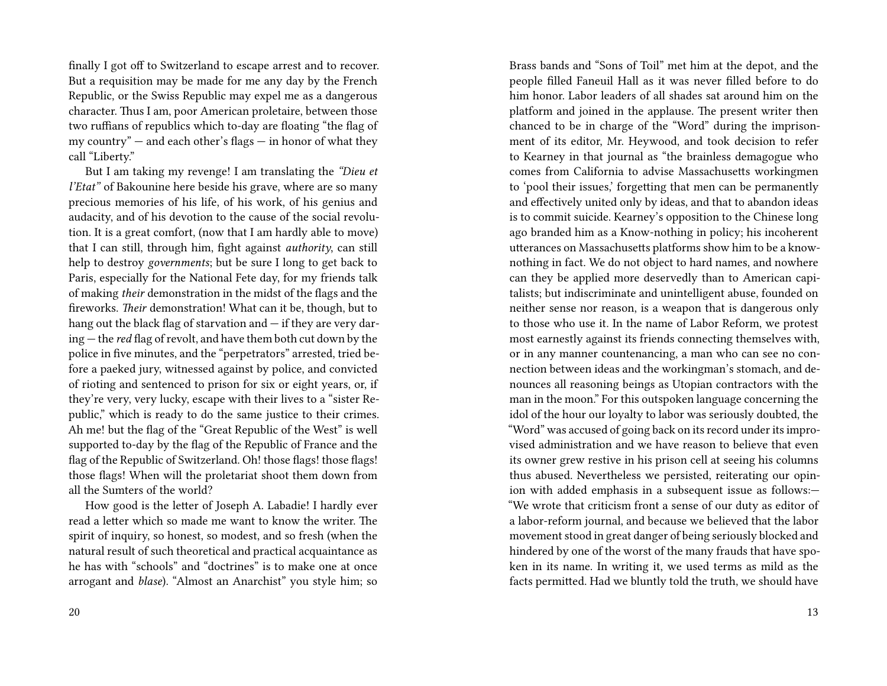finally I got off to Switzerland to escape arrest and to recover. But a requisition may be made for me any day by the French Republic, or the Swiss Republic may expel me as a dangerous character. Thus I am, poor American proletaire, between those two ruffians of republics which to-day are floating "the flag of my country" — and each other's flags — in honor of what they call "Liberty."

But I am taking my revenge! I am translating the *"Dieu et l'Etat"* of Bakounine here beside his grave, where are so many precious memories of his life, of his work, of his genius and audacity, and of his devotion to the cause of the social revolution. It is a great comfort, (now that I am hardly able to move) that I can still, through him, fight against *authority*, can still help to destroy *governments*; but be sure I long to get back to Paris, especially for the National Fete day, for my friends talk of making *their* demonstration in the midst of the flags and the fireworks. *Their* demonstration! What can it be, though, but to hang out the black flag of starvation and — if they are very daring — the *red* flag of revolt, and have them both cut down by the police in five minutes, and the "perpetrators" arrested, tried before a paeked jury, witnessed against by police, and convicted of rioting and sentenced to prison for six or eight years, or, if they're very, very lucky, escape with their lives to a "sister Republic," which is ready to do the same justice to their crimes. Ah me! but the flag of the "Great Republic of the West" is well supported to-day by the flag of the Republic of France and the flag of the Republic of Switzerland. Oh! those flags! those flags! those flags! When will the proletariat shoot them down from all the Sumters of the world?

How good is the letter of Joseph A. Labadie! I hardly ever read a letter which so made me want to know the writer. The spirit of inquiry, so honest, so modest, and so fresh (when the natural result of such theoretical and practical acquaintance as he has with "schools" and "doctrines" is to make one at once arrogant and *blase*). "Almost an Anarchist" you style him; so

Brass bands and "Sons of Toil" met him at the depot, and the people filled Faneuil Hall as it was never filled before to do him honor. Labor leaders of all shades sat around him on the platform and joined in the applause. The present writer then chanced to be in charge of the "Word" during the imprisonment of its editor, Mr. Heywood, and took decision to refer to Kearney in that journal as "the brainless demagogue who comes from California to advise Massachusetts workingmen to 'pool their issues,' forgetting that men can be permanently and effectively united only by ideas, and that to abandon ideas is to commit suicide. Kearney's opposition to the Chinese long ago branded him as a Know-nothing in policy; his incoherent utterances on Massachusetts platforms show him to be a know-nothing in fact. We do not object to hard names, and nowhere can they be applied more deservedly than to American capitalists; but indiscriminate and unintelligent abuse, founded on neither sense nor reason, is a weapon that is dangerous only to those who use it. In the name of Labor Reform, we protest most earnestly against its friends connecting themselves with, or in any manner countenancing, a man who can see no connection between ideas and the workingman's stomach, and denounces all reasoning beings as Utopian contractors with the man in the moon." For this outspoken language concerning the idol of the hour our loyalty to labor was seriously doubted, the "Word" was accused of going back on its record under its improvised administration and we have reason to believe that even its owner grew restive in his prison cell at seeing his columns thus abused. Nevertheless we persisted, reiterating our opinion with added emphasis in a subsequent issue as follows:— "We wrote that criticism front a sense of our duty as editor of a labor-reform journal, and because we believed that the labor movement stood in great danger of being seriously blocked and hindered by one of the worst of the many frauds that have spoken in its name. In writing it, we used terms as mild as the facts permitted. Had we bluntly told the truth, we should have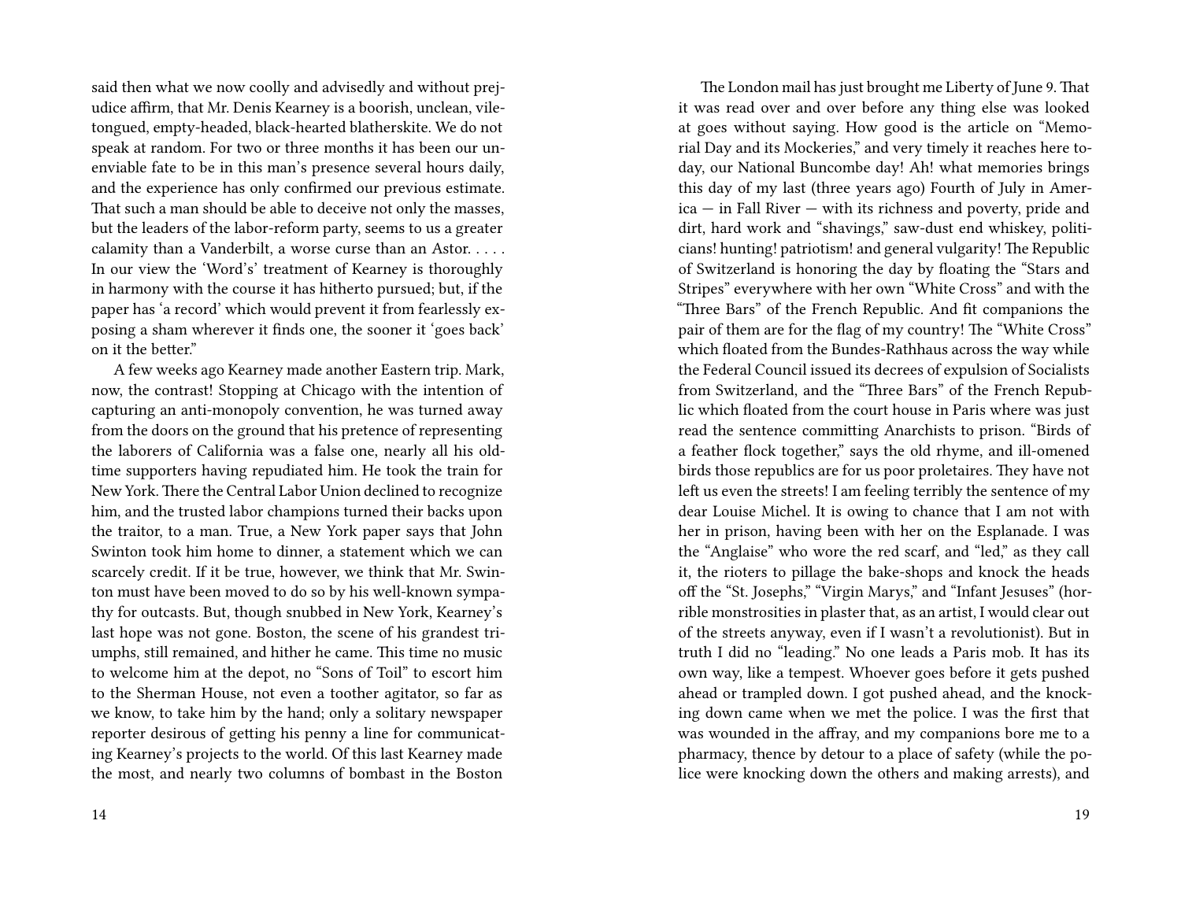said then what we now coolly and advisedly and without prejudice affirm, that Mr. Denis Kearney is a boorish, unclean, vile-tongued, empty-headed, black-hearted blatherskite. We do not speak at random. For two or three months it has been our unenviable fate to be in this man's presence several hours daily, and the experience has only confirmed our previous estimate. That such a man should be able to deceive not only the masses, but the leaders of the labor-reform party, seems to us a greater calamity than a Vanderbilt, a worse curse than an Astor. . . . . In our view the 'Word's' treatment of Kearney is thoroughly in harmony with the course it has hitherto pursued; but, if the paper has 'a record' which would prevent it from fearlessly exposing a sham wherever it finds one, the sooner it 'goes back' on it the better."

A few weeks ago Kearney made another Eastern trip. Mark, now, the contrast! Stopping at Chicago with the intention of capturing an anti-monopoly convention, he was turned away from the doors on the ground that his pretence of representing the laborers of California was a false one, nearly all his old-time supporters having repudiated him. He took the train for New York. There the Central Labor Union declined to recognize him, and the trusted labor champions turned their backs upon the traitor, to a man. True, a New York paper says that John Swinton took him home to dinner, a statement which we can scarcely credit. If it be true, however, we think that Mr. Swinton must have been moved to do so by his well-known sympathy for outcasts. But, though snubbed in New York, Kearney's last hope was not gone. Boston, the scene of his grandest triumphs, still remained, and hither he came. This time no music to welcome him at the depot, no "Sons of Toil" to escort him to the Sherman House, not even a toother agitator, so far as we know, to take him by the hand; only a solitary newspaper reporter desirous of getting his penny a line for communicating Kearney's projects to the world. Of this last Kearney made the most, and nearly two columns of bombast in the Boston

The London mail has just brought me Liberty of June 9. That it was read over and over before any thing else was looked at goes without saying. How good is the article on "Memorial Day and its Mockeries," and very timely it reaches here today, our National Buncombe day! Ah! what memories brings this day of my last (three years ago) Fourth of July in America — in Fall River — with its richness and poverty, pride and dirt, hard work and "shavings," saw-dust end whiskey, politicians! hunting! patriotism! and general vulgarity! The Republic of Switzerland is honoring the day by floating the "Stars and Stripes" everywhere with her own "White Cross" and with the "Three Bars" of the French Republic. And fit companions the pair of them are for the flag of my country! The "White Cross" which floated from the Bundes-Rathhaus across the way while the Federal Council issued its decrees of expulsion of Socialists from Switzerland, and the "Three Bars" of the French Republic which floated from the court house in Paris where was just read the sentence committing Anarchists to prison. "Birds of a feather flock together," says the old rhyme, and ill-omened birds those republics are for us poor proletaires. They have not left us even the streets! I am feeling terribly the sentence of my dear Louise Michel. It is owing to chance that I am not with her in prison, having been with her on the Esplanade. I was the "Anglaise" who wore the red scarf, and "led," as they call it, the rioters to pillage the bake-shops and knock the heads off the "St. Josephs," "Virgin Marys," and "Infant Jesuses" (horrible monstrosities in plaster that, as an artist, I would clear out of the streets anyway, even if I wasn't a revolutionist). But in truth I did no "leading." No one leads a Paris mob. It has its own way, like a tempest. Whoever goes before it gets pushed ahead or trampled down. I got pushed ahead, and the knocking down came when we met the police. I was the first that was wounded in the affray, and my companions bore me to a pharmacy, thence by detour to a place of safety (while the police were knocking down the others and making arrests), and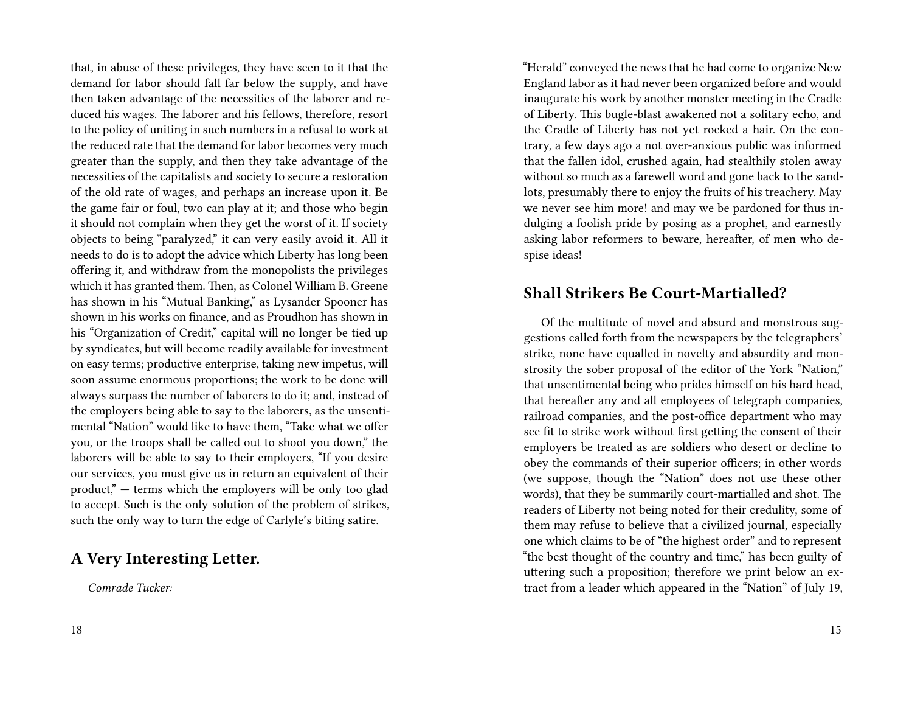that, in abuse of these privileges, they have seen to it that the demand for labor should fall far below the supply, and have then taken advantage of the necessities of the laborer and reduced his wages. The laborer and his fellows, therefore, resort to the policy of uniting in such numbers in a refusal to work at the reduced rate that the demand for labor becomes very much greater than the supply, and then they take advantage of the necessities of the capitalists and society to secure a restoration of the old rate of wages, and perhaps an increase upon it. Be the game fair or foul, two can play at it; and those who begin it should not complain when they get the worst of it. If society objects to being "paralyzed," it can very easily avoid it. All it needs to do is to adopt the advice which Liberty has long been offering it, and withdraw from the monopolists the privileges which it has granted them. Then, as Colonel William B. Greene has shown in his "Mutual Banking," as Lysander Spooner has shown in his works on finance, and as Proudhon has shown in his "Organization of Credit," capital will no longer be tied up by syndicates, but will become readily available for investment on easy terms; productive enterprise, taking new impetus, will soon assume enormous proportions; the work to be done will always surpass the number of laborers to do it; and, instead of the employers being able to say to the laborers, as the unsentimental "Nation" would like to have them, "Take what we offer you, or the troops shall be called out to shoot you down," the laborers will be able to say to their employers, "If you desire our services, you must give us in return an equivalent of their product," — terms which the employers will be only too glad to accept. Such is the only solution of the problem of strikes, such the only way to turn the edge of Carlyle's biting satire.

## A Very Interesting Letter.

*Comrade Tucker:*

"Herald" conveyed the news that he had come to organize New England labor as it had never been organized before and would inaugurate his work by another monster meeting in the Cradle of Liberty. This bugle-blast awakened not a solitary echo, and the Cradle of Liberty has not yet rocked a hair. On the contrary, a few days ago a not over-anxious public was informed that the fallen idol, crushed again, had stealthily stolen away without so much as a farewell word and gone back to the sand-lots, presumably there to enjoy the fruits of his treachery. May we never see him more! and may we be pardoned for thus indulging a foolish pride by posing as a prophet, and earnestly asking labor reformers to beware, hereafter, of men who despise ideas!

## Shall Strikers Be Court-Martialled?

Of the multitude of novel and absurd and monstrous suggestions called forth from the newspapers by the telegraphers' strike, none have equalled in novelty and absurdity and monstrosity the sober proposal of the editor of the York "Nation," that unsentimental being who prides himself on his hard head, that hereafter any and all employees of telegraph companies, railroad companies, and the post-office department who may see fit to strike work without first getting the consent of their employers be treated as are soldiers who desert or decline to obey the commands of their superior officers; in other words (we suppose, though the "Nation" does not use these other words), that they be summarily court-martialled and shot. The readers of Liberty not being noted for their credulity, some of them may refuse to believe that a civilized journal, especially one which claims to be of "the highest order" and to represent "the best thought of the country and time," has been guilty of uttering such a proposition; therefore we print below an extract from a leader which appeared in the "Nation" of July 19,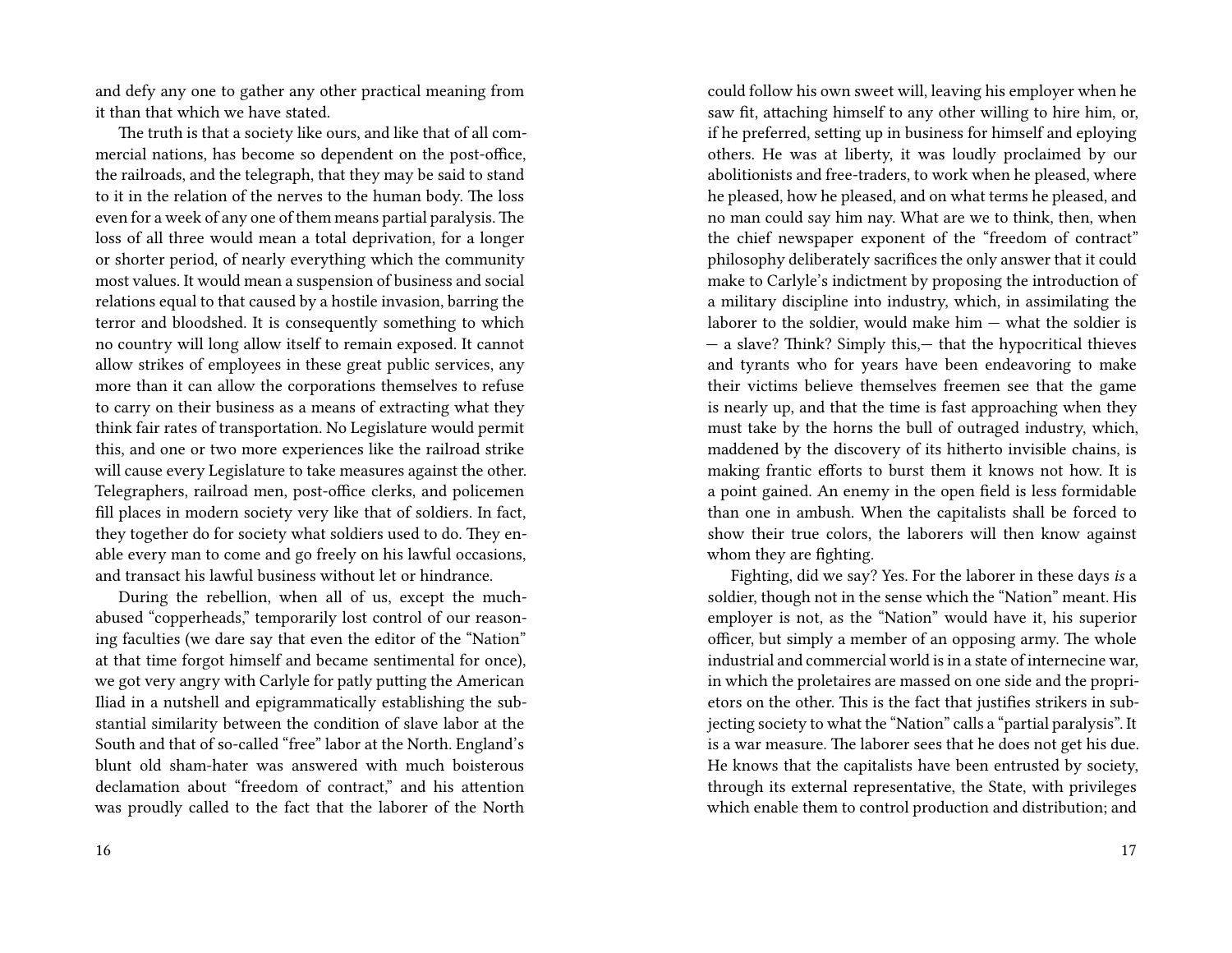and defy any one to gather any other practical meaning from it than that which we have stated.

The truth is that a society like ours, and like that of all commercial nations, has become so dependent on the post-office, the railroads, and the telegraph, that they may be said to stand to it in the relation of the nerves to the human body. The loss even for a week of any one of them means partial paralysis. The loss of all three would mean a total deprivation, for a longer or shorter period, of nearly everything which the community most values. It would mean a suspension of business and social relations equal to that caused by a hostile invasion, barring the terror and bloodshed. It is consequently something to which no country will long allow itself to remain exposed. It cannot allow strikes of employees in these great public services, any more than it can allow the corporations themselves to refuse to carry on their business as a means of extracting what they think fair rates of transportation. No Legislature would permit this, and one or two more experiences like the railroad strike will cause every Legislature to take measures against the other. Telegraphers, railroad men, post-office clerks, and policemen fill places in modern society very like that of soldiers. In fact, they together do for society what soldiers used to do. They enable every man to come and go freely on his lawful occasions, and transact his lawful business without let or hindrance.

During the rebellion, when all of us, except the much-abused "copperheads," temporarily lost control of our reasoning faculties (we dare say that even the editor of the "Nation" at that time forgot himself and became sentimental for once), we got very angry with Carlyle for patly putting the American Iliad in a nutshell and epigrammatically establishing the substantial similarity between the condition of slave labor at the South and that of so-called "free" labor at the North. England's blunt old sham-hater was answered with much boisterous declamation about "freedom of contract," and his attention was proudly called to the fact that the laborer of the North could follow his own sweet will, leaving his employer when he saw fit, attaching himself to any other willing to hire him, or, if he preferred, setting up in business for himself and eploying others. He was at liberty, it was loudly proclaimed by our abolitionists and free-traders, to work when he pleased, where he pleased, how he pleased, and on what terms he pleased, and no man could say him nay. What are we to think, then, when the chief newspaper exponent of the "freedom of contract" philosophy deliberately sacrifices the only answer that it could make to Carlyle's indictment by proposing the introduction of a military discipline into industry, which, in assimilating the laborer to the soldier, would make him — what the soldier is — a slave? Think? Simply this,— that the hypocritical thieves and tyrants who for years have been endeavoring to make their victims believe themselves freemen see that the game is nearly up, and that the time is fast approaching when they must take by the horns the bull of outraged industry, which, maddened by the discovery of its hitherto invisible chains, is making frantic efforts to burst them it knows not how. It is a point gained. An enemy in the open field is less formidable than one in ambush. When the capitalists shall be forced to show their true colors, the laborers will then know against whom they are fighting.

Fighting, did we say? Yes. For the laborer in these days *is* a soldier, though not in the sense which the "Nation" meant. His employer is not, as the "Nation" would have it, his superior officer, but simply a member of an opposing army. The whole industrial and commercial world is in a state of internecine war, in which the proletaires are massed on one side and the proprietors on the other. This is the fact that justifies strikers in subjecting society to what the "Nation" calls a "partial paralysis". It is a war measure. The laborer sees that he does not get his due. He knows that the capitalists have been entrusted by society, through its external representative, the State, with privileges which enable them to control production and distribution; and